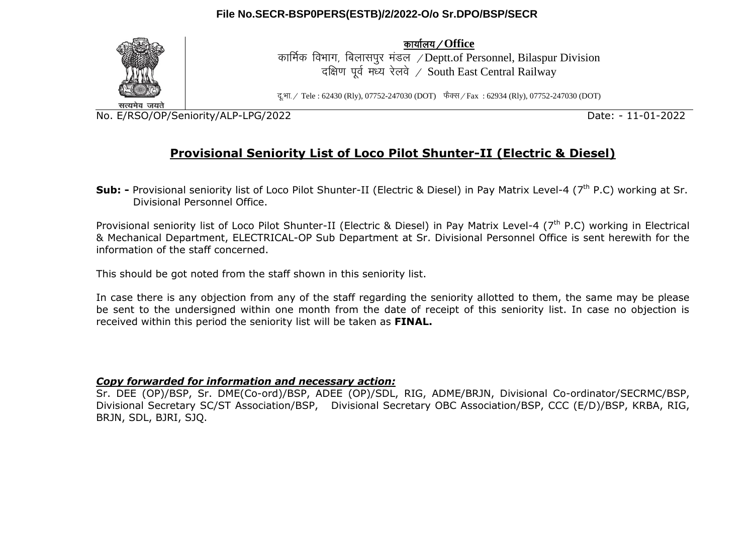File No.SECR-BSP0PERS(ESTB)/2/2022-O/o Sr.DPO/BSP/SECR

सत्यमेव जयते

**कार्यालय / Office**

कार्मिक विभाग, बिलासपुर मंडल / Deptt.of Personnel, Bilaspur Division

दक्षिण पूर्व मध्य रेलवे / South East Central Railway

दू.भा. / Tele : 62430 (Rly), 07752-247030 (DOT) फैक्स / Fax : 62934 (Rly), 07752-247030 (DOT)

No. E/RSO/OP/Seniority/ALP-LPG/2022 Date: - 11-01-2022

## Provisional Seniority List of Loco Pilot Shunter-II (Electric & Diesel)

**Sub: -** Provisional seniority list of Loco Pilot Shunter-II (Electric & Diesel) in Pay Matrix Level-4 (7th P.C) working at Sr. Divisional Personnel Office.

Provisional seniority list of Loco Pilot Shunter-II (Electric & Diesel) in Pay Matrix Level-4 (7th P.C) working in Electrical & Mechanical Department, ELECTRICAL-OP Sub Department at Sr. Divisional Personnel Office is sent herewith for the information of the staff concerned.

This should be got noted from the staff shown in this seniority list.

In case there is any objection from any of the staff regarding the seniority allotted to them, the same may be please be sent to the undersigned within one month from the date of receipt of this seniority list. In case no objection is received within this period the seniority list will be taken as **FINAL.**

***Copy forwarded for information and necessary action:***

Sr. DEE (OP)/BSP, Sr. DME(Co-ord)/BSP, ADEE (OP)/SDL, RIG, ADME/BRJN, Divisional Co-ordinator/SECRMC/BSP, Divisional Secretary SC/ST Association/BSP, Divisional Secretary OBC Association/BSP, CCC (E/D)/BSP, KRBA, RIG, BRJN, SDL, BJRI, SJQ.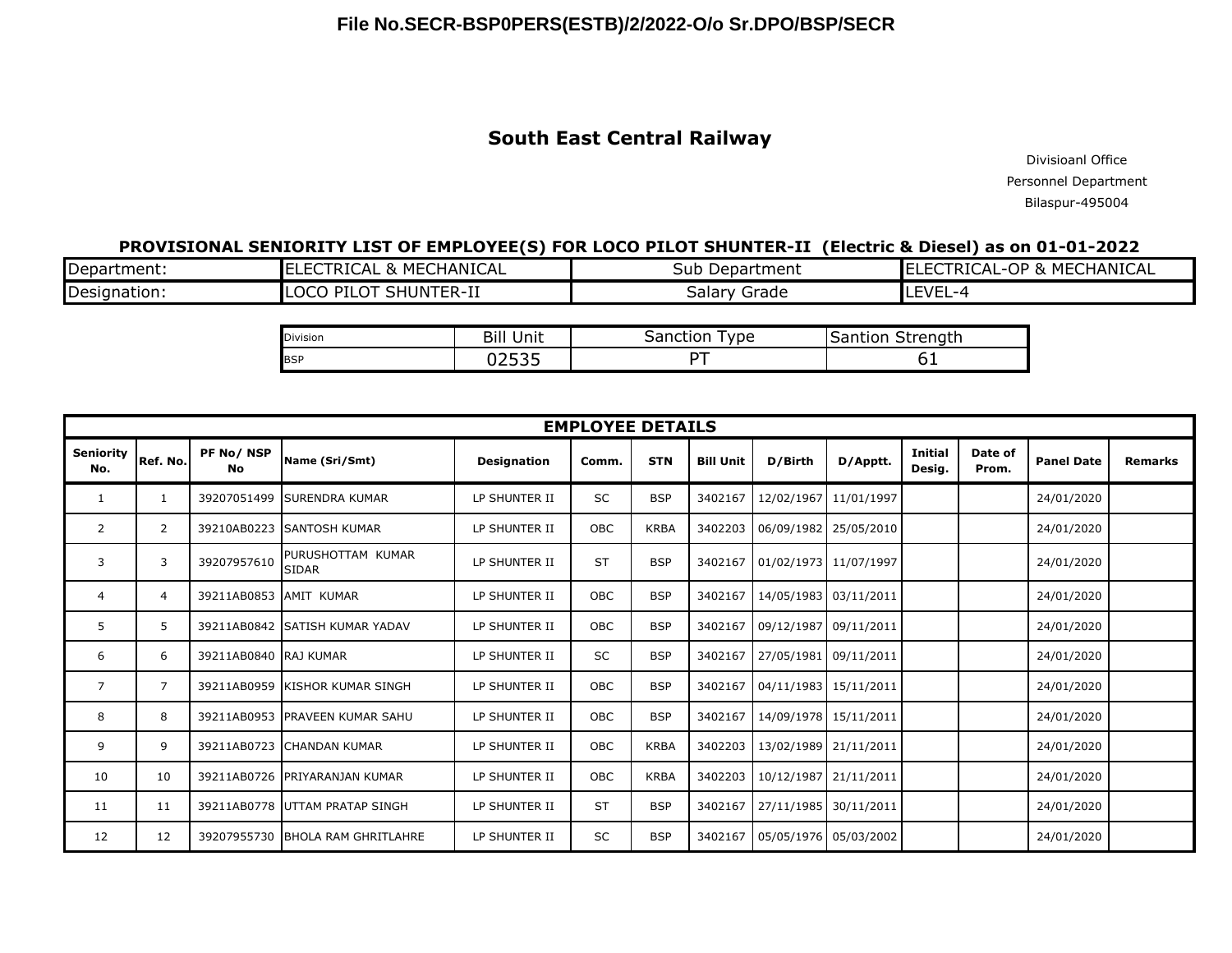File No.SECR-BSP0PERS(ESTB)/2/2022-O/o Sr.DPO/BSP/SECR

## South East Central Railway

Divisioanl Office
Personnel Department
Bilaspur-495004

### PROVISIONAL SENIORITY LIST OF EMPLOYEE(S) FOR LOCO PILOT SHUNTER-II (Electric & Diesel) as on 01-01-2022

| Department: | ELECTRICAL & MECHANICAL | Sub Department | ELECTRICAL-OP & MECHANICAL |
|---|---|---|---|
| Designation: | LOCO PILOT SHUNTER-II | Salary Grade | LEVEL-4 |

| Division | Bill Unit | Sanction Type | Santion Strength |
|---|---|---|---|
| BSP | 02535 | PT | 61 |

| EMPLOYEE DETAILS | | | | | | | | | | | | | |
|---|---|---|---|---|---|---|---|---|---|---|---|---|---|
| Seniority No. | Ref. No. | PF No/ NSP No | Name (Sri/Smt) | Designation | Comm. | STN | Bill Unit | D/Birth | D/Apptt. | Initial Desig. | Date of Prom. | Panel Date | Remarks |
| 1 | 1 | 39207051499 | SURENDRA KUMAR | LP SHUNTER II | SC | BSP | 3402167 | 12/02/1967 | 11/01/1997 | | | 24/01/2020 | |
| 2 | 2 | 39210AB0223 | SANTOSH KUMAR | LP SHUNTER II | OBC | KRBA | 3402203 | 06/09/1982 | 25/05/2010 | | | 24/01/2020 | |
| 3 | 3 | 39207957610 | PURUSHOTTAM KUMAR SIDAR | LP SHUNTER II | ST | BSP | 3402167 | 01/02/1973 | 11/07/1997 | | | 24/01/2020 | |
| 4 | 4 | 39211AB0853 | AMIT KUMAR | LP SHUNTER II | OBC | BSP | 3402167 | 14/05/1983 | 03/11/2011 | | | 24/01/2020 | |
| 5 | 5 | 39211AB0842 | SATISH KUMAR YADAV | LP SHUNTER II | OBC | BSP | 3402167 | 09/12/1987 | 09/11/2011 | | | 24/01/2020 | |
| 6 | 6 | 39211AB0840 | RAJ KUMAR | LP SHUNTER II | SC | BSP | 3402167 | 27/05/1981 | 09/11/2011 | | | 24/01/2020 | |
| 7 | 7 | 39211AB0959 | KISHOR KUMAR SINGH | LP SHUNTER II | OBC | BSP | 3402167 | 04/11/1983 | 15/11/2011 | | | 24/01/2020 | |
| 8 | 8 | 39211AB0953 | PRAVEEN KUMAR SAHU | LP SHUNTER II | OBC | BSP | 3402167 | 14/09/1978 | 15/11/2011 | | | 24/01/2020 | |
| 9 | 9 | 39211AB0723 | CHANDAN KUMAR | LP SHUNTER II | OBC | KRBA | 3402203 | 13/02/1989 | 21/11/2011 | | | 24/01/2020 | |
| 10 | 10 | 39211AB0726 | PRIYARANJAN KUMAR | LP SHUNTER II | OBC | KRBA | 3402203 | 10/12/1987 | 21/11/2011 | | | 24/01/2020 | |
| 11 | 11 | 39211AB0778 | UTTAM PRATAP SINGH | LP SHUNTER II | ST | BSP | 3402167 | 27/11/1985 | 30/11/2011 | | | 24/01/2020 | |
| 12 | 12 | 39207955730 | BHOLA RAM GHRITLAHRE | LP SHUNTER II | SC | BSP | 3402167 | 05/05/1976 | 05/03/2002 | | | 24/01/2020 | |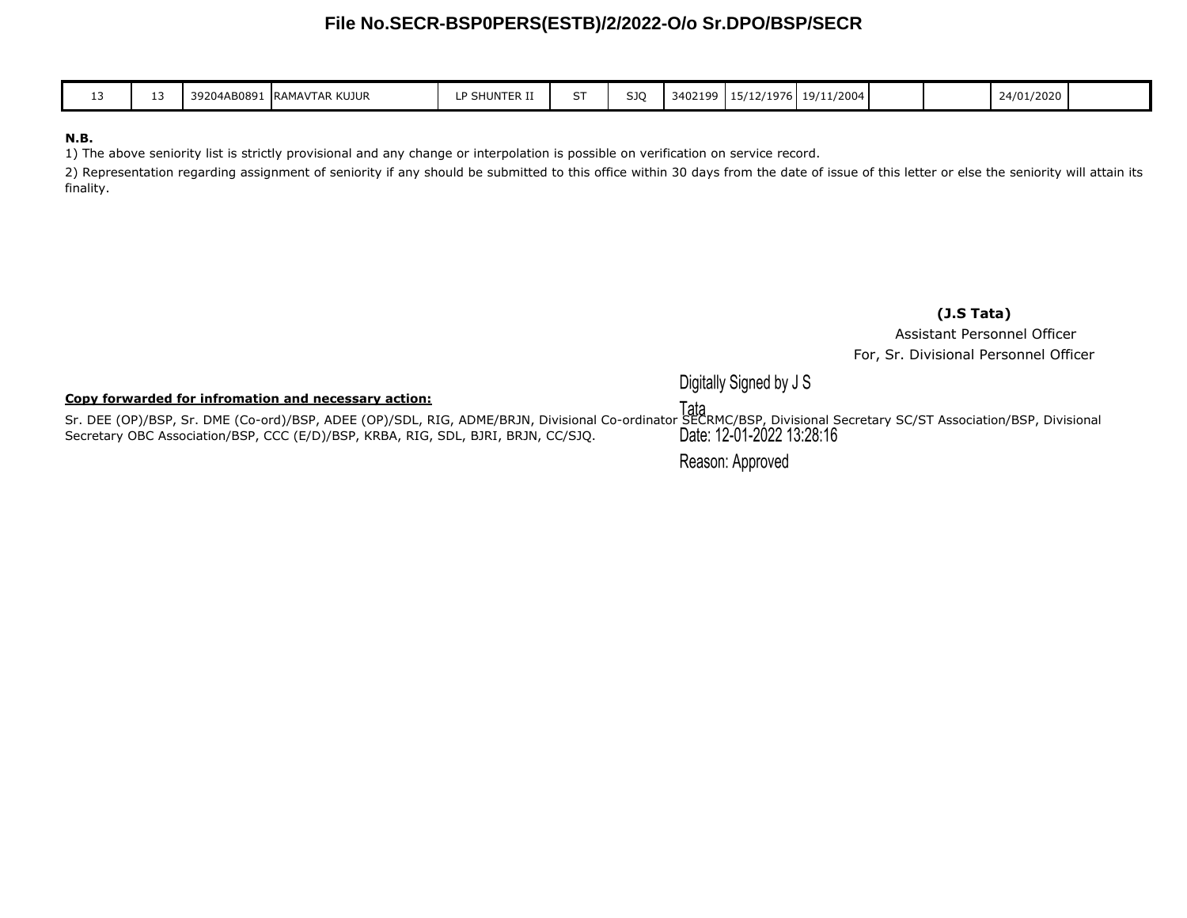# File No.SECR-BSP0PERS(ESTB)/2/2022-O/o Sr.DPO/BSP/SECR

| | | | | | | | | | | | | | |
|---|---|---|---|---|---|---|---|---|---|---|---|---|---|
| 13 | 13 | 39204AB0891 | RAMAVTAR KUJUR | LP SHUNTER II | ST | SJQ | 3402199 | 15/12/1976 | 19/11/2004 | | | 24/01/2020 | |

**N.B.**

1) The above seniority list is strictly provisional and any change or interpolation is possible on verification on service record.

2) Representation regarding assignment of seniority if any should be submitted to this office within 30 days from the date of issue of this letter or else the seniority will attain its finality.

**(J.S Tata)**
Assistant Personnel Officer
For, Sr. Divisional Personnel Officer

Digitally Signed by J S Tata
Date: 12-01-2022 13:28:16
Reason: Approved

**Copy forwarded for infromation and necessary action:**

Sr. DEE (OP)/BSP, Sr. DME (Co-ord)/BSP, ADEE (OP)/SDL, RIG, ADME/BRJN, Divisional Co-ordinator SECRMC/BSP, Divisional Secretary SC/ST Association/BSP, Divisional Secretary OBC Association/BSP, CCC (E/D)/BSP, KRBA, RIG, SDL, BJRI, BRJN, CC/SJQ.